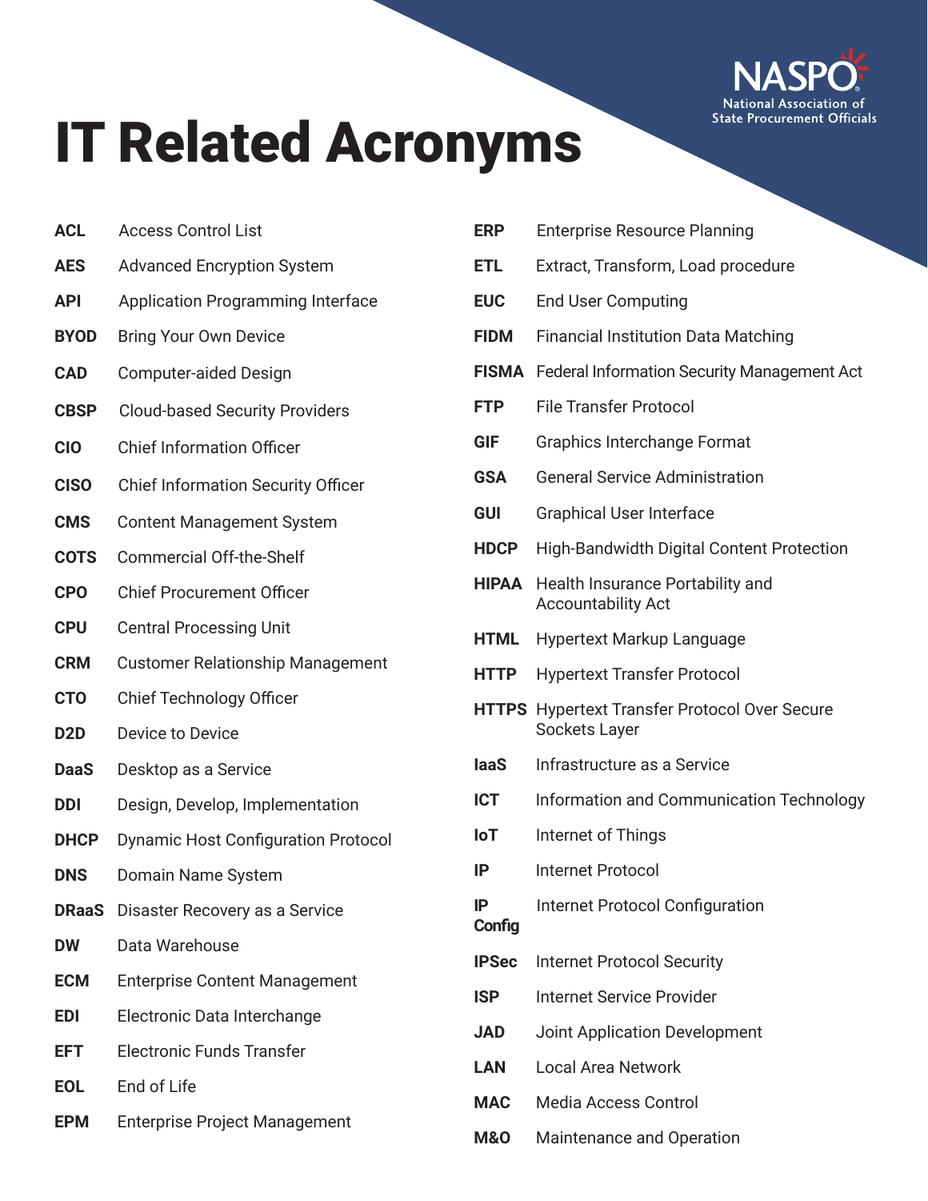# IT Related Acronyms

NASPO
National Association of State Procurement Officials

| | |
|---|---|
| **ACL** | Access Control List |
| **AES** | Advanced Encryption System |
| **API** | Application Programming Interface |
| **BYOD** | Bring Your Own Device |
| **CAD** | Computer-aided Design |
| **CBSP** | Cloud-based Security Providers |
| **CIO** | Chief Information Officer |
| **CISO** | Chief Information Security Officer |
| **CMS** | Content Management System |
| **COTS** | Commercial Off-the-Shelf |
| **CPO** | Chief Procurement Officer |
| **CPU** | Central Processing Unit |
| **CRM** | Customer Relationship Management |
| **CTO** | Chief Technology Officer |
| **D2D** | Device to Device |
| **DaaS** | Desktop as a Service |
| **DDI** | Design, Develop, Implementation |
| **DHCP** | Dynamic Host Configuration Protocol |
| **DNS** | Domain Name System |
| **DRaaS** | Disaster Recovery as a Service |
| **DW** | Data Warehouse |
| **ECM** | Enterprise Content Management |
| **EDI** | Electronic Data Interchange |
| **EFT** | Electronic Funds Transfer |
| **EOL** | End of Life |
| **EPM** | Enterprise Project Management |
| **ERP** | Enterprise Resource Planning |
| **ETL** | Extract, Transform, Load procedure |
| **EUC** | End User Computing |
| **FIDM** | Financial Institution Data Matching |
| **FISMA** | Federal Information Security Management Act |
| **FTP** | File Transfer Protocol |
| **GIF** | Graphics Interchange Format |
| **GSA** | General Service Administration |
| **GUI** | Graphical User Interface |
| **HDCP** | High-Bandwidth Digital Content Protection |
| **HIPAA** | Health Insurance Portability and Accountability Act |
| **HTML** | Hypertext Markup Language |
| **HTTP** | Hypertext Transfer Protocol |
| **HTTPS** | Hypertext Transfer Protocol Over Secure Sockets Layer |
| **IaaS** | Infrastructure as a Service |
| **ICT** | Information and Communication Technology |
| **IoT** | Internet of Things |
| **IP** | Internet Protocol |
| **IP Config** | Internet Protocol Configuration |
| **IPSec** | Internet Protocol Security |
| **ISP** | Internet Service Provider |
| **JAD** | Joint Application Development |
| **LAN** | Local Area Network |
| **MAC** | Media Access Control |
| **M&O** | Maintenance and Operation |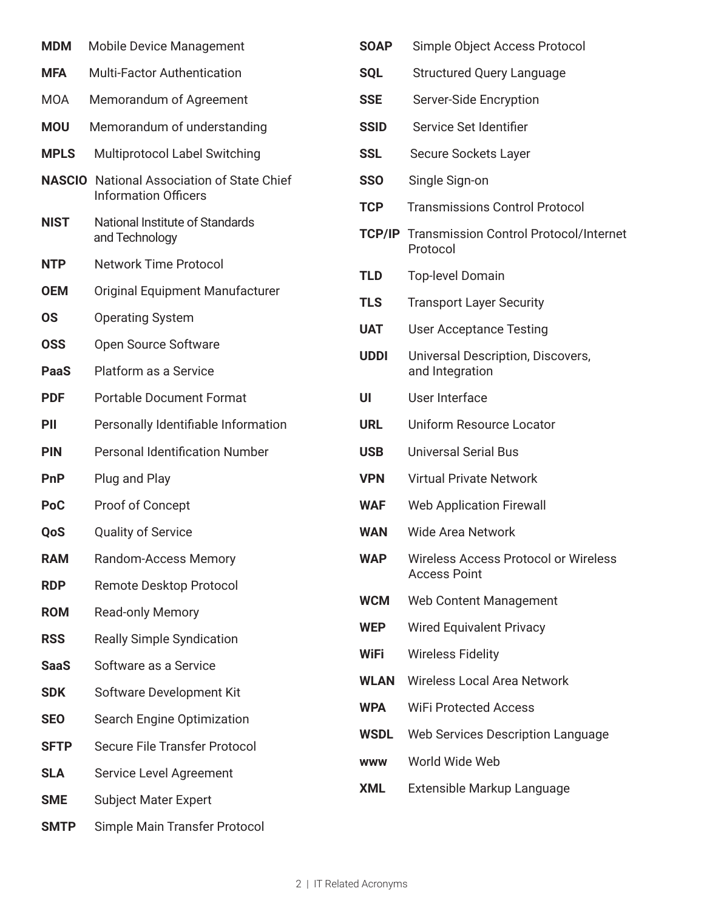**MDM** Mobile Device Management

**MFA** Multi-Factor Authentication

MOA Memorandum of Agreement

**MOU** Memorandum of understanding

**MPLS** Multiprotocol Label Switching

**NASCIO** National Association of State Chief Information Officers

**NIST** National Institute of Standards and Technology

**NTP** Network Time Protocol

**OEM** Original Equipment Manufacturer

**OS** Operating System

**OSS** Open Source Software

**PaaS** Platform as a Service

**PDF** Portable Document Format

**PII** Personally Identifiable Information

**PIN** Personal Identification Number

**PnP** Plug and Play

**PoC** Proof of Concept

**QoS** Quality of Service

**RAM** Random-Access Memory

**RDP** Remote Desktop Protocol

**ROM** Read-only Memory

**RSS** Really Simple Syndication

**SaaS** Software as a Service

**SDK** Software Development Kit

**SEO** Search Engine Optimization

**SFTP** Secure File Transfer Protocol

**SLA** Service Level Agreement

**SME** Subject Mater Expert

**SMTP** Simple Main Transfer Protocol

**SOAP** Simple Object Access Protocol

**SQL** Structured Query Language

**SSE** Server-Side Encryption

**SSID** Service Set Identifier

**SSL** Secure Sockets Layer

**SSO** Single Sign-on

**TCP** Transmissions Control Protocol

**TCP/IP** Transmission Control Protocol/Internet Protocol

**TLD** Top-level Domain

**TLS** Transport Layer Security

**UAT** User Acceptance Testing

**UDDI** Universal Description, Discovers, and Integration

**UI** User Interface

**URL** Uniform Resource Locator

**USB** Universal Serial Bus

**VPN** Virtual Private Network

**WAF** Web Application Firewall

**WAN** Wide Area Network

**WAP** Wireless Access Protocol or Wireless Access Point

**WCM** Web Content Management

**WEP** Wired Equivalent Privacy

**WiFi** Wireless Fidelity

**WLAN** Wireless Local Area Network

**WPA** WiFi Protected Access

**WSDL** Web Services Description Language

**www** World Wide Web

**XML** Extensible Markup Language